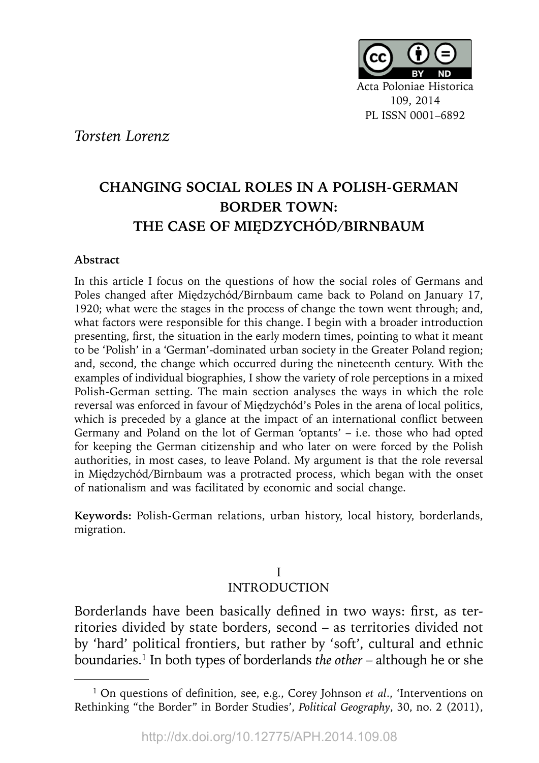Acta Poloniae Historica
109, 2014
PL ISSN 0001–6892

*Torsten Lorenz*

# CHANGING SOCIAL ROLES IN A POLISH-GERMAN BORDER TOWN: THE CASE OF MIĘDZYCHÓD/BIRNBAUM

**Abstract**

In this article I focus on the questions of how the social roles of Germans and Poles changed after Międzychód/Birnbaum came back to Poland on January 17, 1920; what were the stages in the process of change the town went through; and, what factors were responsible for this change. I begin with a broader introduction presenting, first, the situation in the early modern times, pointing to what it meant to be 'Polish' in a 'German'-dominated urban society in the Greater Poland region; and, second, the change which occurred during the nineteenth century. With the examples of individual biographies, I show the variety of role perceptions in a mixed Polish-German setting. The main section analyses the ways in which the role reversal was enforced in favour of Międzychód's Poles in the arena of local politics, which is preceded by a glance at the impact of an international conflict between Germany and Poland on the lot of German 'optants' – i.e. those who had opted for keeping the German citizenship and who later on were forced by the Polish authorities, in most cases, to leave Poland. My argument is that the role reversal in Międzychód/Birnbaum was a protracted process, which began with the onset of nationalism and was facilitated by economic and social change.

**Keywords:** Polish-German relations, urban history, local history, borderlands, migration.

## I
## INTRODUCTION

Borderlands have been basically defined in two ways: first, as territories divided by state borders, second – as territories divided not by 'hard' political frontiers, but rather by 'soft', cultural and ethnic boundaries.[1] In both types of borderlands *the other* – although he or she

[1] On questions of definition, see, e.g., Corey Johnson *et al*., 'Interventions on Rethinking "the Border" in Border Studies', *Political Geography*, 30, no. 2 (2011),

http://dx.doi.org/10.12775/APH.2014.109.08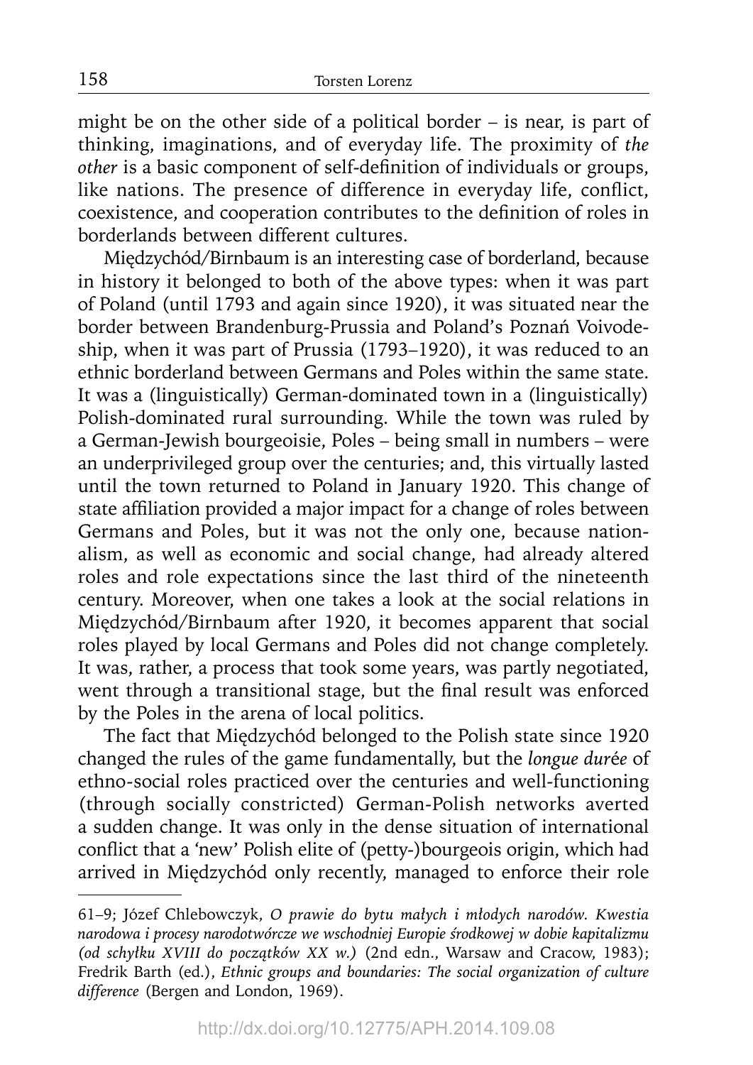might be on the other side of a political border – is near, is part of thinking, imaginations, and of everyday life. The proximity of *the other* is a basic component of self-definition of individuals or groups, like nations. The presence of difference in everyday life, conflict, coexistence, and cooperation contributes to the definition of roles in borderlands between different cultures.

Międzychód/Birnbaum is an interesting case of borderland, because in history it belonged to both of the above types: when it was part of Poland (until 1793 and again since 1920), it was situated near the border between Brandenburg-Prussia and Poland's Poznań Voivodeship, when it was part of Prussia (1793–1920), it was reduced to an ethnic borderland between Germans and Poles within the same state. It was a (linguistically) German-dominated town in a (linguistically) Polish-dominated rural surrounding. While the town was ruled by a German-Jewish bourgeoisie, Poles – being small in numbers – were an underprivileged group over the centuries; and, this virtually lasted until the town returned to Poland in January 1920. This change of state affiliation provided a major impact for a change of roles between Germans and Poles, but it was not the only one, because nationalism, as well as economic and social change, had already altered roles and role expectations since the last third of the nineteenth century. Moreover, when one takes a look at the social relations in Międzychód/Birnbaum after 1920, it becomes apparent that social roles played by local Germans and Poles did not change completely. It was, rather, a process that took some years, was partly negotiated, went through a transitional stage, but the final result was enforced by the Poles in the arena of local politics.

The fact that Międzychód belonged to the Polish state since 1920 changed the rules of the game fundamentally, but the *longue durée* of ethno-social roles practiced over the centuries and well-functioning (through socially constricted) German-Polish networks averted a sudden change. It was only in the dense situation of international conflict that a 'new' Polish elite of (petty-)bourgeois origin, which had arrived in Międzychód only recently, managed to enforce their role

---

61–9; Józef Chlebowczyk, *O prawie do bytu małych i młodych narodów. Kwestia narodowa i procesy narodotwórcze we wschodniej Europie środkowej w dobie kapitalizmu (od schyłku XVIII do początków XX w.)* (2nd edn., Warsaw and Cracow, 1983); Fredrik Barth (ed.), *Ethnic groups and boundaries: The social organization of culture difference* (Bergen and London, 1969).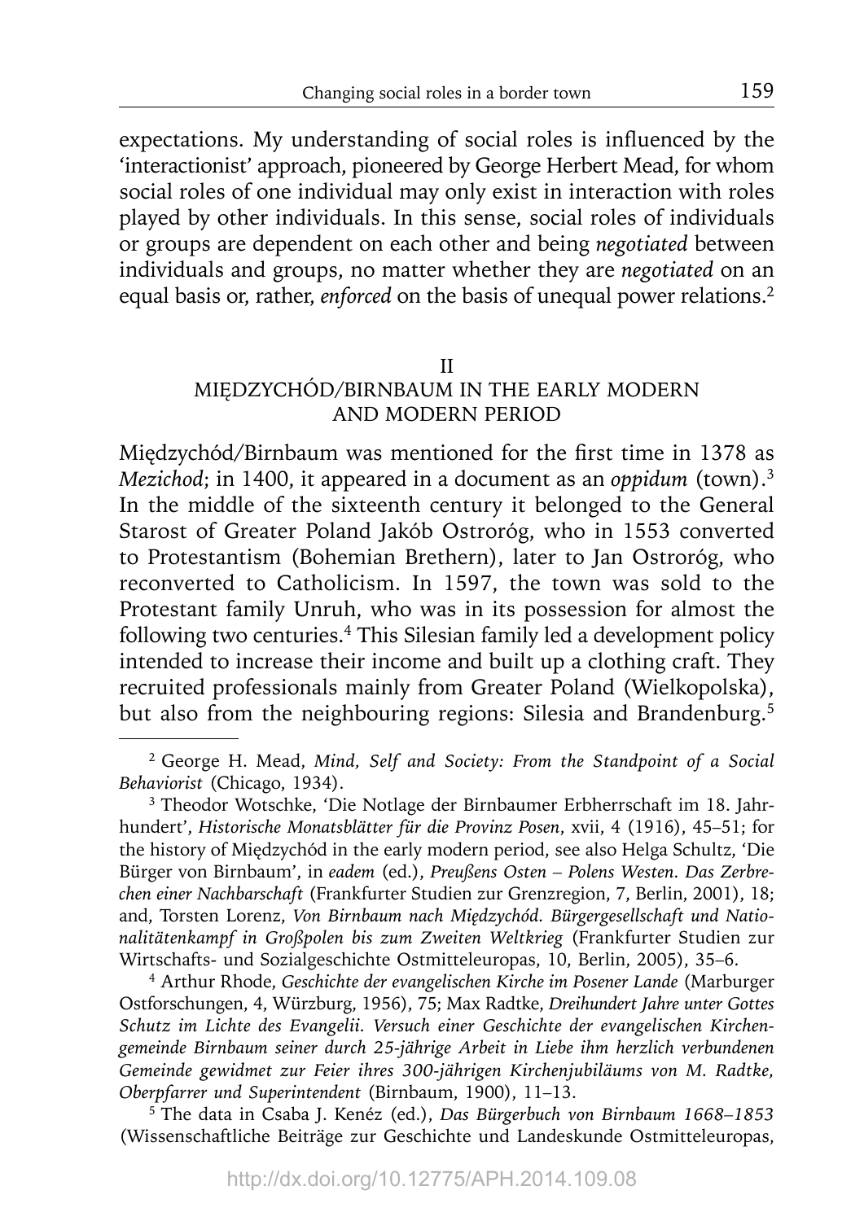expectations. My understanding of social roles is influenced by the 'interactionist' approach, pioneered by George Herbert Mead, for whom social roles of one individual may only exist in interaction with roles played by other individuals. In this sense, social roles of individuals or groups are dependent on each other and being *negotiated* between individuals and groups, no matter whether they are *negotiated* on an equal basis or, rather, *enforced* on the basis of unequal power relations.[2]

## II
## MIĘDZYCHÓD/BIRNBAUM IN THE EARLY MODERN AND MODERN PERIOD

Międzychód/Birnbaum was mentioned for the first time in 1378 as *Mezichod*; in 1400, it appeared in a document as an *oppidum* (town).[3] In the middle of the sixteenth century it belonged to the General Starost of Greater Poland Jakób Ostroróg, who in 1553 converted to Protestantism (Bohemian Brethern), later to Jan Ostroróg, who reconverted to Catholicism. In 1597, the town was sold to the Protestant family Unruh, who was in its possession for almost the following two centuries.[4] This Silesian family led a development policy intended to increase their income and built up a clothing craft. They recruited professionals mainly from Greater Poland (Wielkopolska), but also from the neighbouring regions: Silesia and Brandenburg.[5]

---

[2] George H. Mead, *Mind, Self and Society: From the Standpoint of a Social Behaviorist* (Chicago, 1934).

[3] Theodor Wotschke, 'Die Notlage der Birnbaumer Erbherrschaft im 18. Jahrhundert', *Historische Monatsblätter für die Provinz Posen*, xvii, 4 (1916), 45–51; for the history of Międzychód in the early modern period, see also Helga Schultz, 'Die Bürger von Birnbaum', in *eadem* (ed.), *Preußens Osten – Polens Westen. Das Zerbrechen einer Nachbarschaft* (Frankfurter Studien zur Grenzregion, 7, Berlin, 2001), 18; and, Torsten Lorenz, *Von Birnbaum nach Międzychód. Bürgergesellschaft und Nationalitätenkampf in Großpolen bis zum Zweiten Weltkrieg* (Frankfurter Studien zur Wirtschafts- und Sozialgeschichte Ostmitteleuropas, 10, Berlin, 2005), 35–6.

[4] Arthur Rhode, *Geschichte der evangelischen Kirche im Posener Lande* (Marburger Ostforschungen, 4, Würzburg, 1956), 75; Max Radtke, *Dreihundert Jahre unter Gottes Schutz im Lichte des Evangelii. Versuch einer Geschichte der evangelischen Kirchengemeinde Birnbaum seiner durch 25-jährige Arbeit in Liebe ihm herzlich verbundenen Gemeinde gewidmet zur Feier ihres 300-jährigen Kirchenjubiläums von M. Radtke, Oberpfarrer und Superintendent* (Birnbaum, 1900), 11–13.

[5] The data in Csaba J. Kenéz (ed.), *Das Bürgerbuch von Birnbaum 1668–1853* (Wissenschaftliche Beiträge zur Geschichte und Landeskunde Ostmitteleuropas,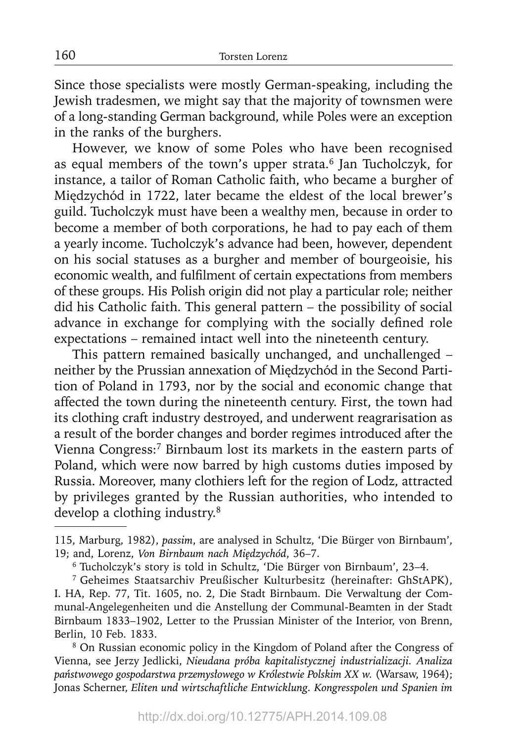Since those specialists were mostly German-speaking, including the Jewish tradesmen, we might say that the majority of townsmen were of a long-standing German background, while Poles were an exception in the ranks of the burghers.

However, we know of some Poles who have been recognised as equal members of the town's upper strata.[6] Jan Tucholczyk, for instance, a tailor of Roman Catholic faith, who became a burgher of Międzychód in 1722, later became the eldest of the local brewer's guild. Tucholczyk must have been a wealthy men, because in order to become a member of both corporations, he had to pay each of them a yearly income. Tucholczyk's advance had been, however, dependent on his social statuses as a burgher and member of bourgeoisie, his economic wealth, and fulfilment of certain expectations from members of these groups. His Polish origin did not play a particular role; neither did his Catholic faith. This general pattern – the possibility of social advance in exchange for complying with the socially defined role expectations – remained intact well into the nineteenth century.

This pattern remained basically unchanged, and unchallenged – neither by the Prussian annexation of Międzychód in the Second Partition of Poland in 1793, nor by the social and economic change that affected the town during the nineteenth century. First, the town had its clothing craft industry destroyed, and underwent reagrarisation as a result of the border changes and border regimes introduced after the Vienna Congress:[7] Birnbaum lost its markets in the eastern parts of Poland, which were now barred by high customs duties imposed by Russia. Moreover, many clothiers left for the region of Lodz, attracted by privileges granted by the Russian authorities, who intended to develop a clothing industry.[8]

---

115, Marburg, 1982), *passim*, are analysed in Schultz, 'Die Bürger von Birnbaum', 19; and, Lorenz, *Von Birnbaum nach Międzychód*, 36–7.

[6] Tucholczyk's story is told in Schultz, 'Die Bürger von Birnbaum', 23–4.

[7] Geheimes Staatsarchiv Preußischer Kulturbesitz (hereinafter: GhStAPK), I. HA, Rep. 77, Tit. 1605, no. 2, Die Stadt Birnbaum. Die Verwaltung der Communal-Angelegenheiten und die Anstellung der Communal-Beamten in der Stadt Birnbaum 1833–1902, Letter to the Prussian Minister of the Interior, von Brenn, Berlin, 10 Feb. 1833.

[8] On Russian economic policy in the Kingdom of Poland after the Congress of Vienna, see Jerzy Jedlicki, *Nieudana próba kapitalistycznej industrializacji. Analiza państwowego gospodarstwa przemysłowego w Królestwie Polskim XX w.* (Warsaw, 1964); Jonas Scherner, *Eliten und wirtschaftliche Entwicklung. Kongresspolen und Spanien im*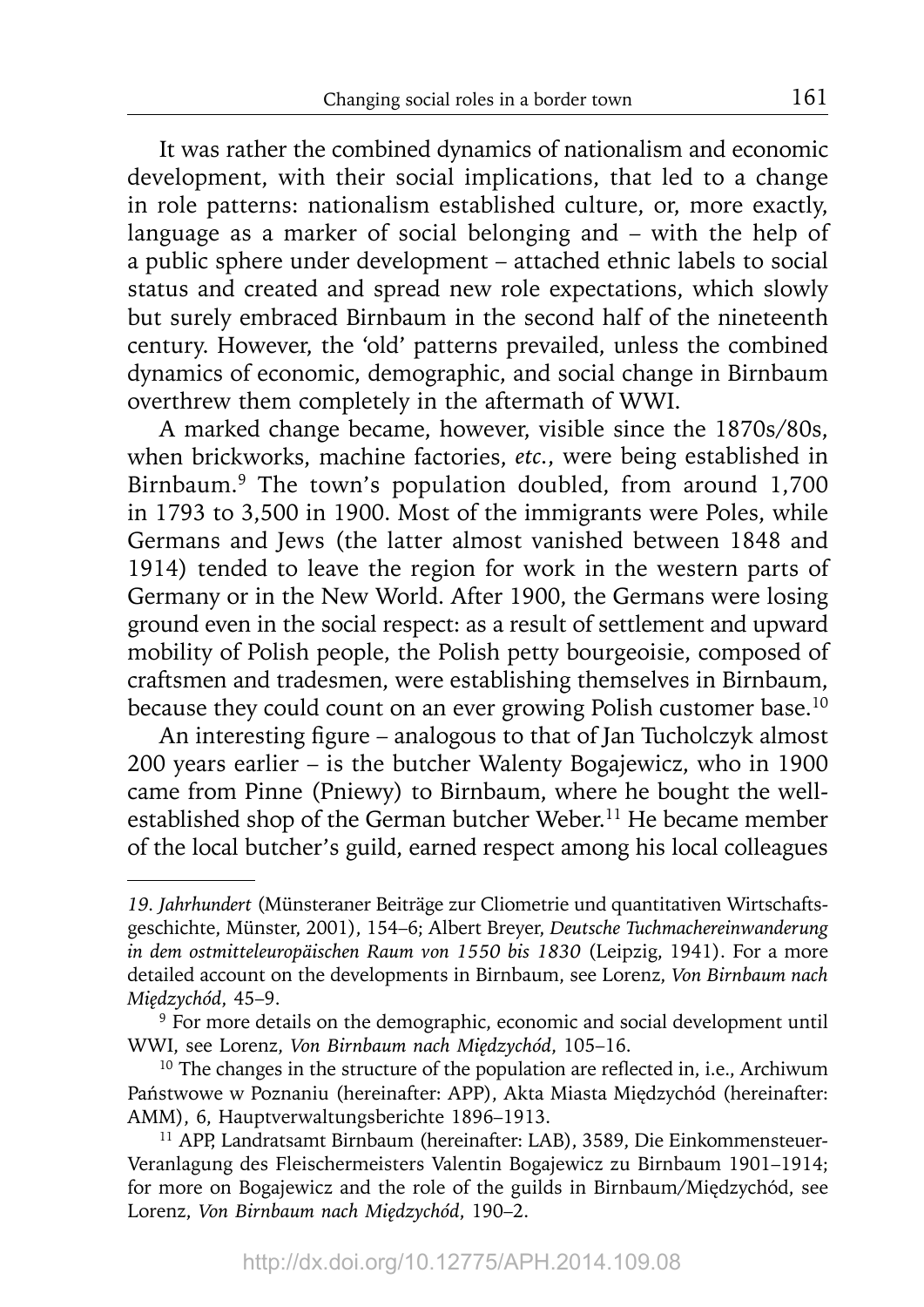It was rather the combined dynamics of nationalism and economic development, with their social implications, that led to a change in role patterns: nationalism established culture, or, more exactly, language as a marker of social belonging and – with the help of a public sphere under development – attached ethnic labels to social status and created and spread new role expectations, which slowly but surely embraced Birnbaum in the second half of the nineteenth century. However, the 'old' patterns prevailed, unless the combined dynamics of economic, demographic, and social change in Birnbaum overthrew them completely in the aftermath of WWI.

A marked change became, however, visible since the 1870s/80s, when brickworks, machine factories, *etc.*, were being established in Birnbaum.[9] The town's population doubled, from around 1,700 in 1793 to 3,500 in 1900. Most of the immigrants were Poles, while Germans and Jews (the latter almost vanished between 1848 and 1914) tended to leave the region for work in the western parts of Germany or in the New World. After 1900, the Germans were losing ground even in the social respect: as a result of settlement and upward mobility of Polish people, the Polish petty bourgeoisie, composed of craftsmen and tradesmen, were establishing themselves in Birnbaum, because they could count on an ever growing Polish customer base.[10]

An interesting figure – analogous to that of Jan Tucholczyk almost 200 years earlier – is the butcher Walenty Bogajewicz, who in 1900 came from Pinne (Pniewy) to Birnbaum, where he bought the well-established shop of the German butcher Weber.[11] He became member of the local butcher's guild, earned respect among his local colleagues

---

*19. Jahrhundert* (Münsteraner Beiträge zur Cliometrie und quantitativen Wirtschaftsgeschichte, Münster, 2001), 154–6; Albert Breyer, *Deutsche Tuchmachereinwanderung in dem ostmitteleuropäischen Raum von 1550 bis 1830* (Leipzig, 1941). For a more detailed account on the developments in Birnbaum, see Lorenz, *Von Birnbaum nach Międzychód*, 45–9.

[9] For more details on the demographic, economic and social development until WWI, see Lorenz, *Von Birnbaum nach Międzychód*, 105–16.

[10] The changes in the structure of the population are reflected in, i.e., Archiwum Państwowe w Poznaniu (hereinafter: APP), Akta Miasta Międzychód (hereinafter: AMM), 6, Hauptverwaltungsberichte 1896–1913.

[11] APP, Landratsamt Birnbaum (hereinafter: LAB), 3589, Die Einkommensteuer-Veranlagung des Fleischermeisters Valentin Bogajewicz zu Birnbaum 1901–1914; for more on Bogajewicz and the role of the guilds in Birnbaum/Międzychód, see Lorenz, *Von Birnbaum nach Międzychód*, 190–2.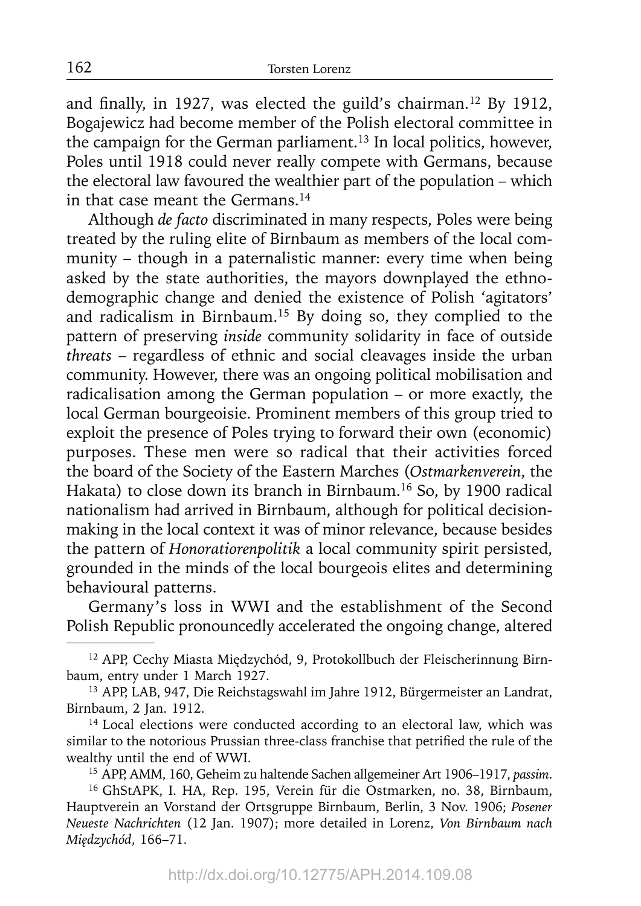and finally, in 1927, was elected the guild's chairman.[12] By 1912, Bogajewicz had become member of the Polish electoral committee in the campaign for the German parliament.[13] In local politics, however, Poles until 1918 could never really compete with Germans, because the electoral law favoured the wealthier part of the population – which in that case meant the Germans.[14]

Although *de facto* discriminated in many respects, Poles were being treated by the ruling elite of Birnbaum as members of the local community – though in a paternalistic manner: every time when being asked by the state authorities, the mayors downplayed the ethno-demographic change and denied the existence of Polish 'agitators' and radicalism in Birnbaum.[15] By doing so, they complied to the pattern of preserving *inside* community solidarity in face of outside *threats* – regardless of ethnic and social cleavages inside the urban community. However, there was an ongoing political mobilisation and radicalisation among the German population – or more exactly, the local German bourgeoisie. Prominent members of this group tried to exploit the presence of Poles trying to forward their own (economic) purposes. These men were so radical that their activities forced the board of the Society of the Eastern Marches (*Ostmarkenverein*, the Hakata) to close down its branch in Birnbaum.[16] So, by 1900 radical nationalism had arrived in Birnbaum, although for political decision-making in the local context it was of minor relevance, because besides the pattern of *Honoratiorenpolitik* a local community spirit persisted, grounded in the minds of the local bourgeois elites and determining behavioural patterns.

Germany's loss in WWI and the establishment of the Second Polish Republic pronouncedly accelerated the ongoing change, altered

---

[12] APP, Cechy Miasta Międzychód, 9, Protokollbuch der Fleischerinnung Birnbaum, entry under 1 March 1927.

[13] APP, LAB, 947, Die Reichstagswahl im Jahre 1912, Bürgermeister an Landrat, Birnbaum, 2 Jan. 1912.

[14] Local elections were conducted according to an electoral law, which was similar to the notorious Prussian three-class franchise that petrified the rule of the wealthy until the end of WWI.

[15] APP, AMM, 160, Geheim zu haltende Sachen allgemeiner Art 1906–1917, *passim*.

[16] GhStAPK, I. HA, Rep. 195, Verein für die Ostmarken, no. 38, Birnbaum, Hauptverein an Vorstand der Ortsgruppe Birnbaum, Berlin, 3 Nov. 1906; *Posener Neueste Nachrichten* (12 Jan. 1907); more detailed in Lorenz, *Von Birnbaum nach Międzychód*, 166–71.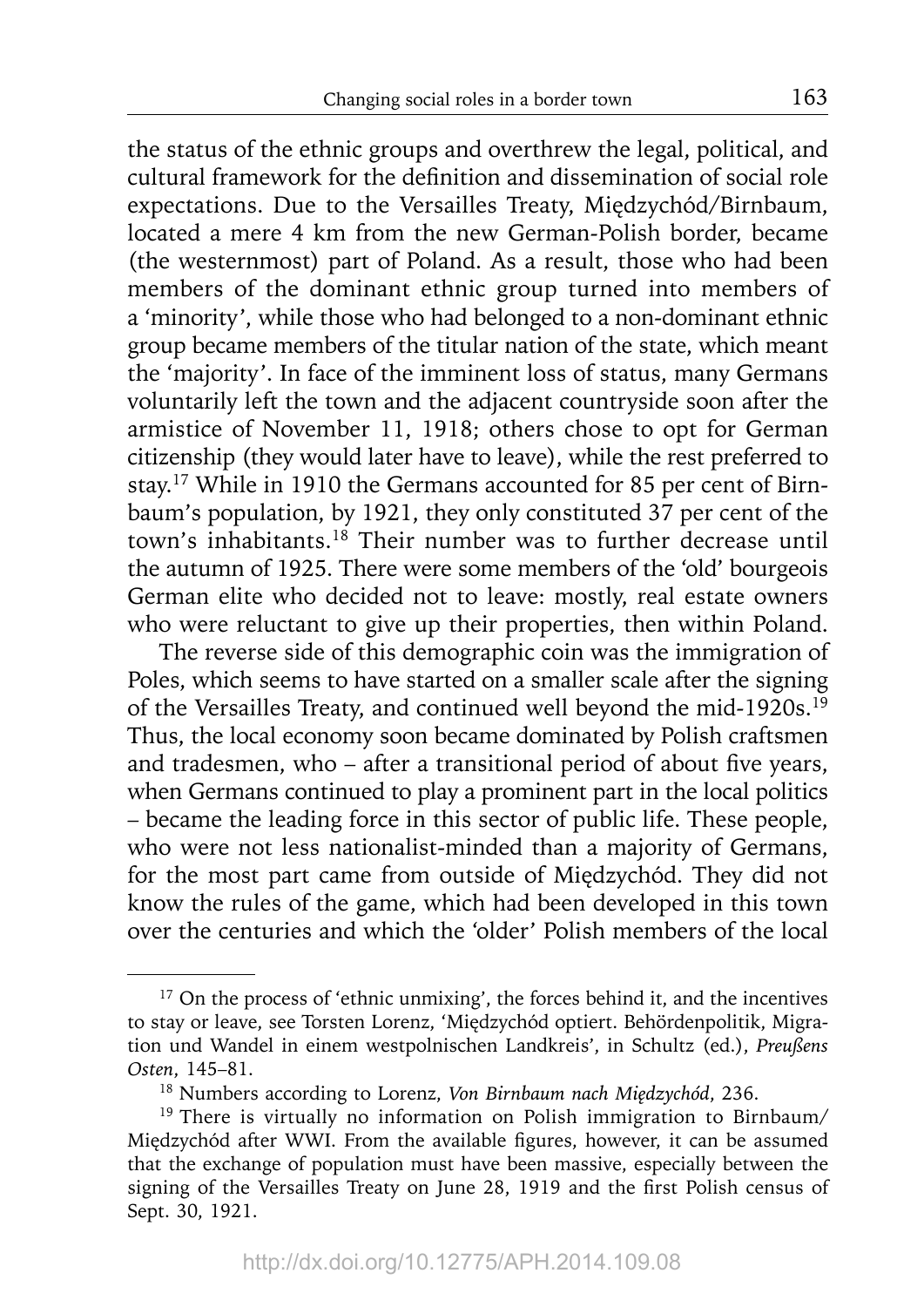the status of the ethnic groups and overthrew the legal, political, and cultural framework for the definition and dissemination of social role expectations. Due to the Versailles Treaty, Międzychód/Birnbaum, located a mere 4 km from the new German-Polish border, became (the westernmost) part of Poland. As a result, those who had been members of the dominant ethnic group turned into members of a 'minority', while those who had belonged to a non-dominant ethnic group became members of the titular nation of the state, which meant the 'majority'. In face of the imminent loss of status, many Germans voluntarily left the town and the adjacent countryside soon after the armistice of November 11, 1918; others chose to opt for German citizenship (they would later have to leave), while the rest preferred to stay.[17] While in 1910 the Germans accounted for 85 per cent of Birnbaum's population, by 1921, they only constituted 37 per cent of the town's inhabitants.[18] Their number was to further decrease until the autumn of 1925. There were some members of the 'old' bourgeois German elite who decided not to leave: mostly, real estate owners who were reluctant to give up their properties, then within Poland.

The reverse side of this demographic coin was the immigration of Poles, which seems to have started on a smaller scale after the signing of the Versailles Treaty, and continued well beyond the mid-1920s.[19] Thus, the local economy soon became dominated by Polish craftsmen and tradesmen, who – after a transitional period of about five years, when Germans continued to play a prominent part in the local politics – became the leading force in this sector of public life. These people, who were not less nationalist-minded than a majority of Germans, for the most part came from outside of Międzychód. They did not know the rules of the game, which had been developed in this town over the centuries and which the 'older' Polish members of the local

---

[17] On the process of 'ethnic unmixing', the forces behind it, and the incentives to stay or leave, see Torsten Lorenz, 'Międzychód optiert. Behördenpolitik, Migration und Wandel in einem westpolnischen Landkreis', in Schultz (ed.), *Preußens Osten*, 145–81.

[18] Numbers according to Lorenz, *Von Birnbaum nach Międzychód*, 236.

[19] There is virtually no information on Polish immigration to Birnbaum/Międzychód after WWI. From the available figures, however, it can be assumed that the exchange of population must have been massive, especially between the signing of the Versailles Treaty on June 28, 1919 and the first Polish census of Sept. 30, 1921.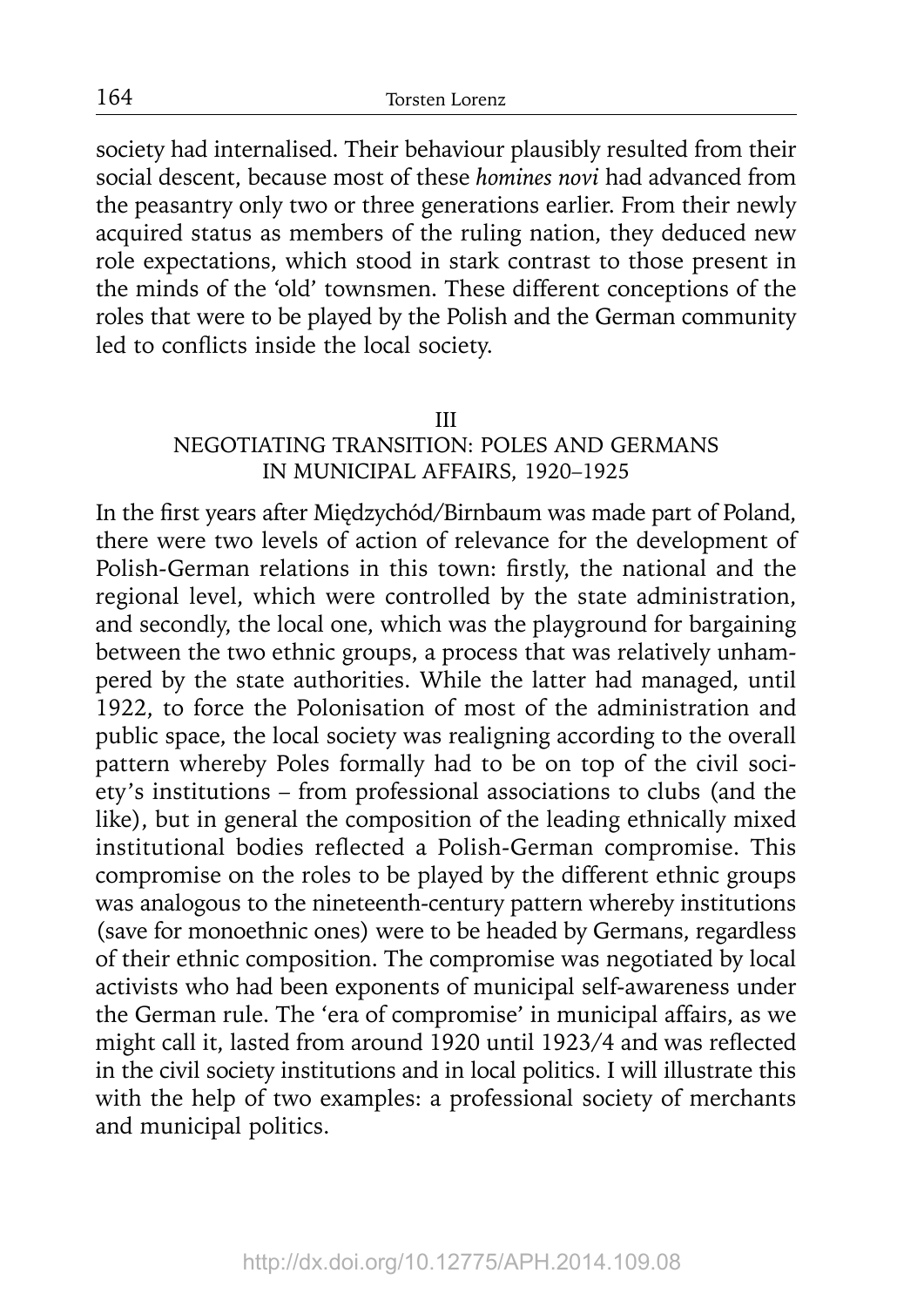society had internalised. Their behaviour plausibly resulted from their social descent, because most of these *homines novi* had advanced from the peasantry only two or three generations earlier. From their newly acquired status as members of the ruling nation, they deduced new role expectations, which stood in stark contrast to those present in the minds of the 'old' townsmen. These different conceptions of the roles that were to be played by the Polish and the German community led to conflicts inside the local society.

## III
## NEGOTIATING TRANSITION: POLES AND GERMANS IN MUNICIPAL AFFAIRS, 1920–1925

In the first years after Międzychód/Birnbaum was made part of Poland, there were two levels of action of relevance for the development of Polish-German relations in this town: firstly, the national and the regional level, which were controlled by the state administration, and secondly, the local one, which was the playground for bargaining between the two ethnic groups, a process that was relatively unhampered by the state authorities. While the latter had managed, until 1922, to force the Polonisation of most of the administration and public space, the local society was realigning according to the overall pattern whereby Poles formally had to be on top of the civil society's institutions – from professional associations to clubs (and the like), but in general the composition of the leading ethnically mixed institutional bodies reflected a Polish-German compromise. This compromise on the roles to be played by the different ethnic groups was analogous to the nineteenth-century pattern whereby institutions (save for monoethnic ones) were to be headed by Germans, regardless of their ethnic composition. The compromise was negotiated by local activists who had been exponents of municipal self-awareness under the German rule. The 'era of compromise' in municipal affairs, as we might call it, lasted from around 1920 until 1923/4 and was reflected in the civil society institutions and in local politics. I will illustrate this with the help of two examples: a professional society of merchants and municipal politics.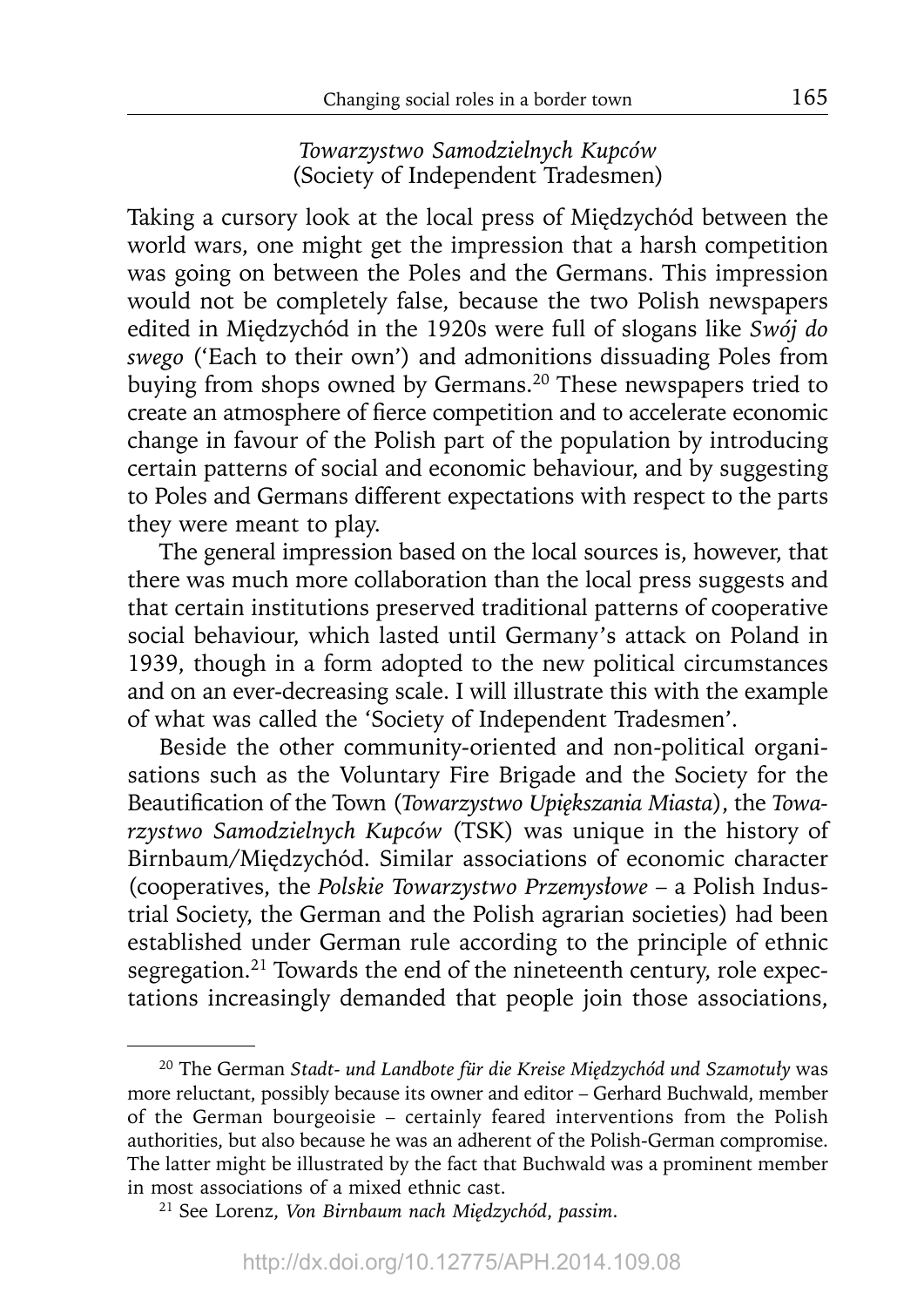### *Towarzystwo Samodzielnych Kupców* (Society of Independent Tradesmen)

Taking a cursory look at the local press of Międzychód between the world wars, one might get the impression that a harsh competition was going on between the Poles and the Germans. This impression would not be completely false, because the two Polish newspapers edited in Międzychód in the 1920s were full of slogans like *Swój do swego* ('Each to their own') and admonitions dissuading Poles from buying from shops owned by Germans.[20] These newspapers tried to create an atmosphere of fierce competition and to accelerate economic change in favour of the Polish part of the population by introducing certain patterns of social and economic behaviour, and by suggesting to Poles and Germans different expectations with respect to the parts they were meant to play.

The general impression based on the local sources is, however, that there was much more collaboration than the local press suggests and that certain institutions preserved traditional patterns of cooperative social behaviour, which lasted until Germany's attack on Poland in 1939, though in a form adopted to the new political circumstances and on an ever-decreasing scale. I will illustrate this with the example of what was called the 'Society of Independent Tradesmen'.

Beside the other community-oriented and non-political organisations such as the Voluntary Fire Brigade and the Society for the Beautification of the Town (*Towarzystwo Upiększania Miasta*), the *Towarzystwo Samodzielnych Kupców* (TSK) was unique in the history of Birnbaum/Międzychód. Similar associations of economic character (cooperatives, the *Polskie Towarzystwo Przemysłowe* – a Polish Industrial Society, the German and the Polish agrarian societies) had been established under German rule according to the principle of ethnic segregation.[21] Towards the end of the nineteenth century, role expectations increasingly demanded that people join those associations,

---

[20] The German *Stadt- und Landbote für die Kreise Międzychód und Szamotuły* was more reluctant, possibly because its owner and editor – Gerhard Buchwald, member of the German bourgeoisie – certainly feared interventions from the Polish authorities, but also because he was an adherent of the Polish-German compromise. The latter might be illustrated by the fact that Buchwald was a prominent member in most associations of a mixed ethnic cast.

[21] See Lorenz, *Von Birnbaum nach Międzychód, passim*.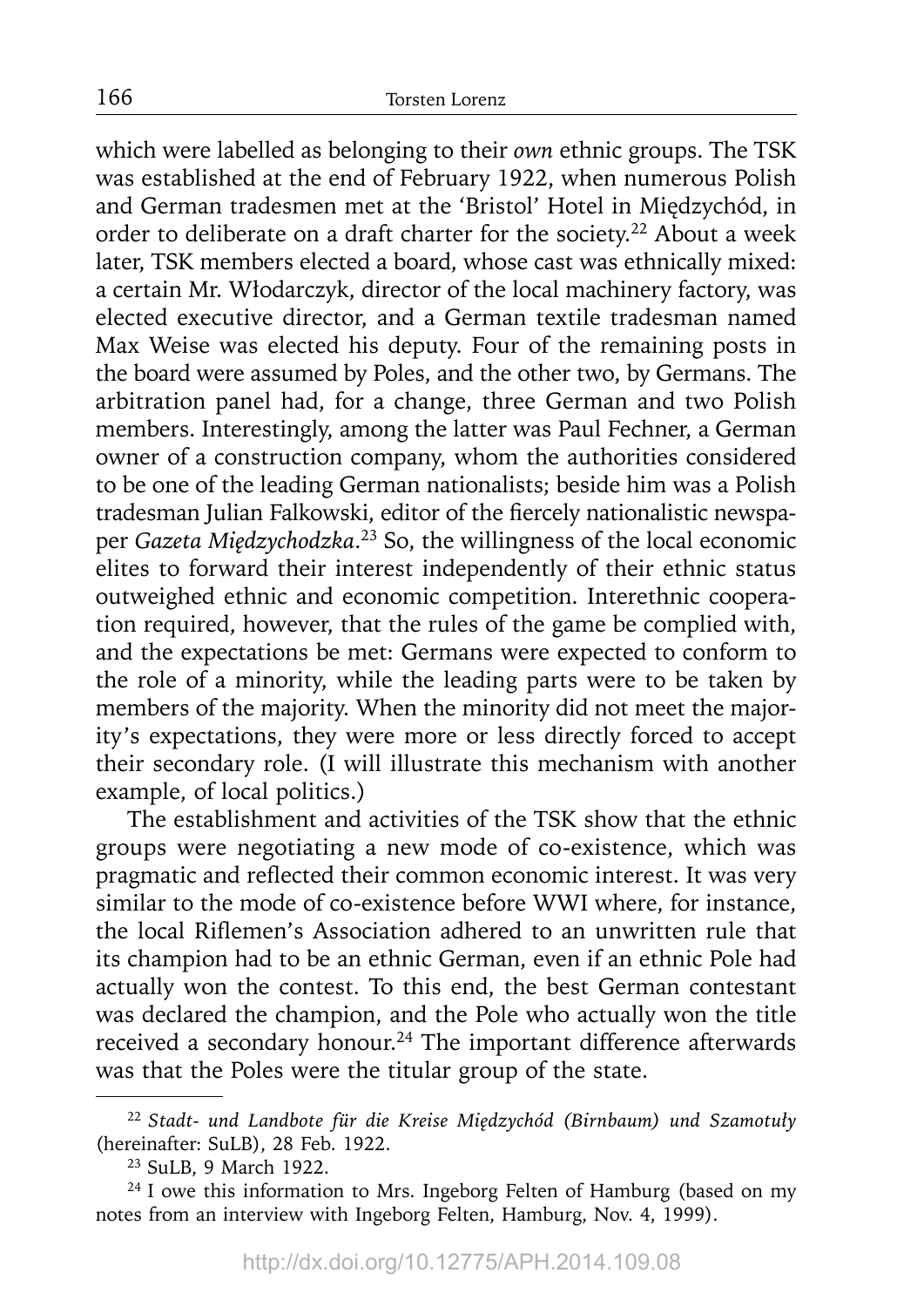which were labelled as belonging to their *own* ethnic groups. The TSK was established at the end of February 1922, when numerous Polish and German tradesmen met at the 'Bristol' Hotel in Międzychód, in order to deliberate on a draft charter for the society.[22] About a week later, TSK members elected a board, whose cast was ethnically mixed: a certain Mr. Włodarczyk, director of the local machinery factory, was elected executive director, and a German textile tradesman named Max Weise was elected his deputy. Four of the remaining posts in the board were assumed by Poles, and the other two, by Germans. The arbitration panel had, for a change, three German and two Polish members. Interestingly, among the latter was Paul Fechner, a German owner of a construction company, whom the authorities considered to be one of the leading German nationalists; beside him was a Polish tradesman Julian Falkowski, editor of the fiercely nationalistic newspaper *Gazeta Międzychodzka*.[23] So, the willingness of the local economic elites to forward their interest independently of their ethnic status outweighed ethnic and economic competition. Interethnic cooperation required, however, that the rules of the game be complied with, and the expectations be met: Germans were expected to conform to the role of a minority, while the leading parts were to be taken by members of the majority. When the minority did not meet the majority's expectations, they were more or less directly forced to accept their secondary role. (I will illustrate this mechanism with another example, of local politics.)

The establishment and activities of the TSK show that the ethnic groups were negotiating a new mode of co-existence, which was pragmatic and reflected their common economic interest. It was very similar to the mode of co-existence before WWI where, for instance, the local Riflemen's Association adhered to an unwritten rule that its champion had to be an ethnic German, even if an ethnic Pole had actually won the contest. To this end, the best German contestant was declared the champion, and the Pole who actually won the title received a secondary honour.[24] The important difference afterwards was that the Poles were the titular group of the state.

---

[22] *Stadt- und Landbote für die Kreise Międzychód (Birnbaum) und Szamotuły* (hereinafter: SuLB), 28 Feb. 1922.

[23] SuLB, 9 March 1922.

[24] I owe this information to Mrs. Ingeborg Felten of Hamburg (based on my notes from an interview with Ingeborg Felten, Hamburg, Nov. 4, 1999).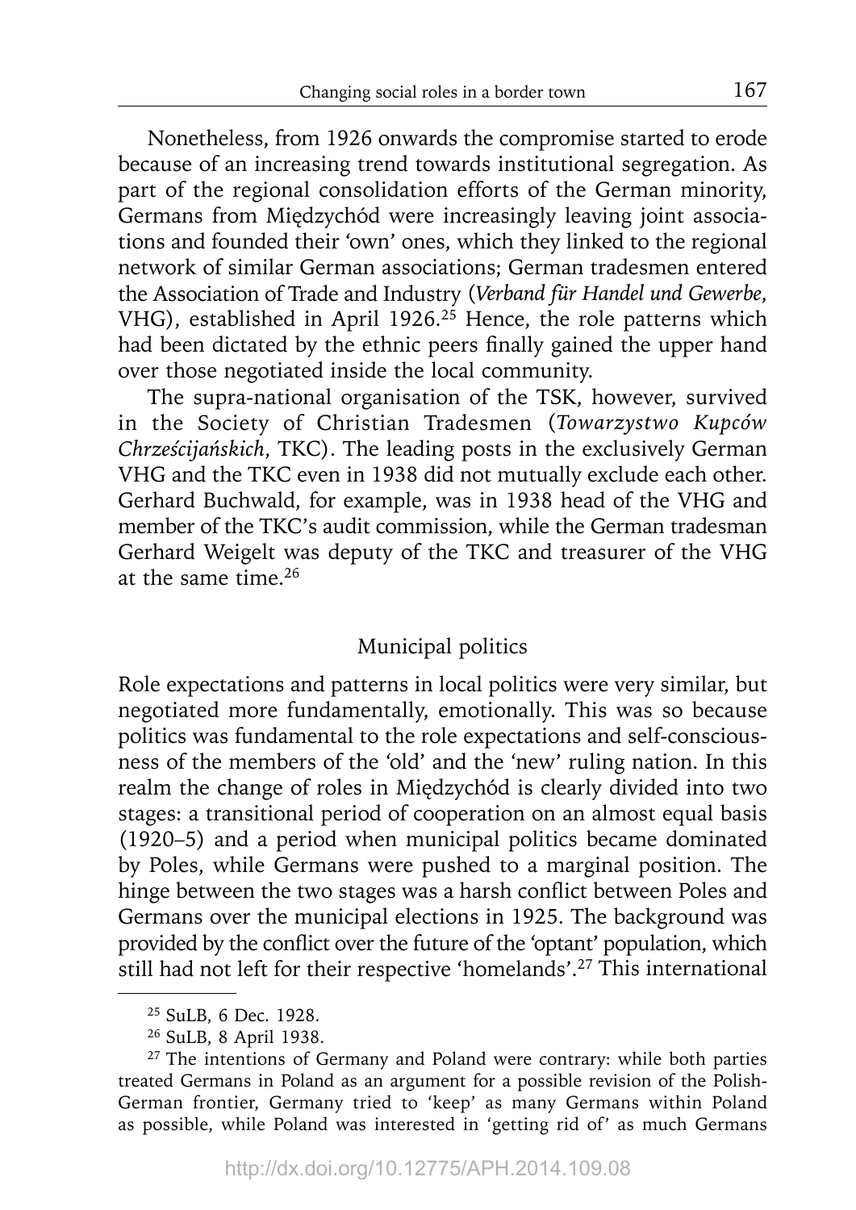Nonetheless, from 1926 onwards the compromise started to erode because of an increasing trend towards institutional segregation. As part of the regional consolidation efforts of the German minority, Germans from Międzychód were increasingly leaving joint associations and founded their 'own' ones, which they linked to the regional network of similar German associations; German tradesmen entered the Association of Trade and Industry (*Verband für Handel und Gewerbe*, VHG), established in April 1926.[25] Hence, the role patterns which had been dictated by the ethnic peers finally gained the upper hand over those negotiated inside the local community.

The supra-national organisation of the TSK, however, survived in the Society of Christian Tradesmen (*Towarzystwo Kupców Chrześcijańskich*, TKC). The leading posts in the exclusively German VHG and the TKC even in 1938 did not mutually exclude each other. Gerhard Buchwald, for example, was in 1938 head of the VHG and member of the TKC's audit commission, while the German tradesman Gerhard Weigelt was deputy of the TKC and treasurer of the VHG at the same time.[26]

## Municipal politics

Role expectations and patterns in local politics were very similar, but negotiated more fundamentally, emotionally. This was so because politics was fundamental to the role expectations and self-consciousness of the members of the 'old' and the 'new' ruling nation. In this realm the change of roles in Międzychód is clearly divided into two stages: a transitional period of cooperation on an almost equal basis (1920–5) and a period when municipal politics became dominated by Poles, while Germans were pushed to a marginal position. The hinge between the two stages was a harsh conflict between Poles and Germans over the municipal elections in 1925. The background was provided by the conflict over the future of the 'optant' population, which still had not left for their respective 'homelands'.[27] This international

[25] SuLB, 6 Dec. 1928.

[26] SuLB, 8 April 1938.

[27] The intentions of Germany and Poland were contrary: while both parties treated Germans in Poland as an argument for a possible revision of the Polish-German frontier, Germany tried to 'keep' as many Germans within Poland as possible, while Poland was interested in 'getting rid of' as much Germans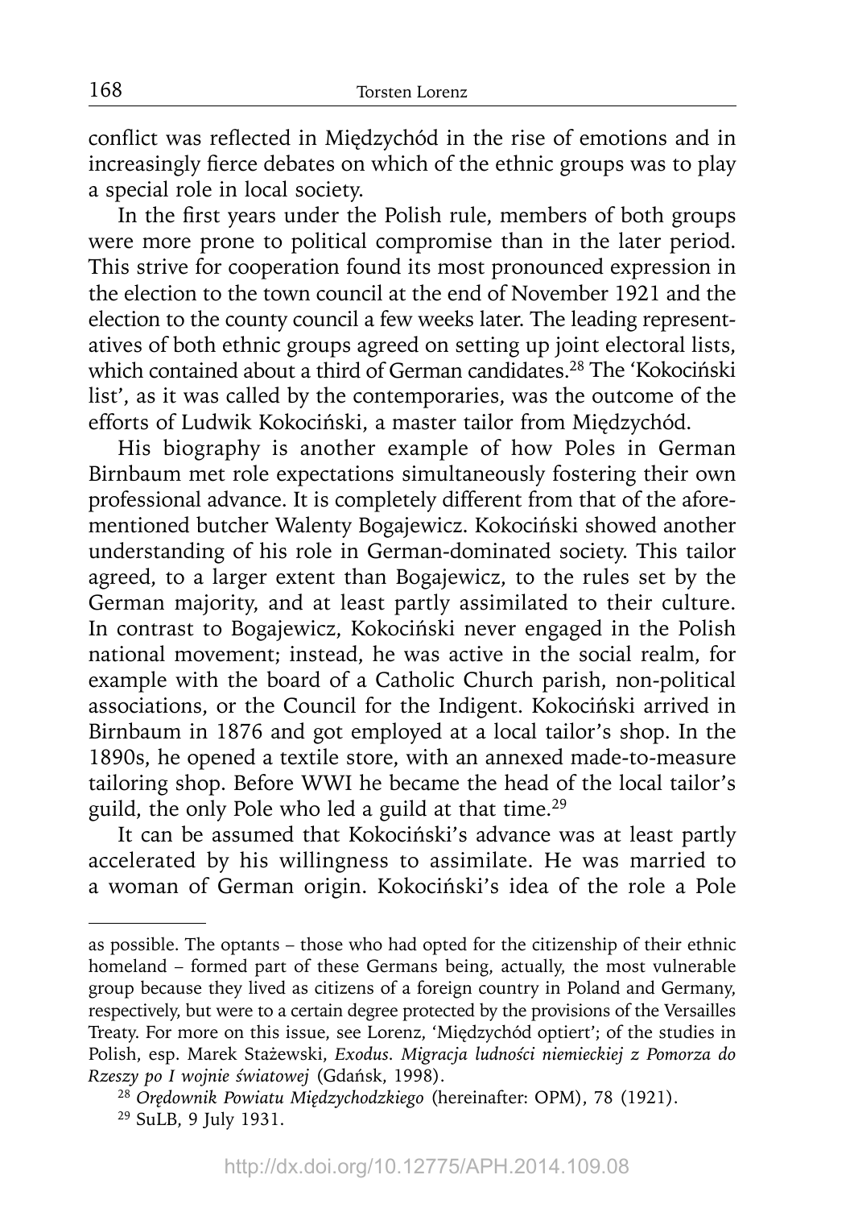conflict was reflected in Międzychód in the rise of emotions and in increasingly fierce debates on which of the ethnic groups was to play a special role in local society.

In the first years under the Polish rule, members of both groups were more prone to political compromise than in the later period. This strive for cooperation found its most pronounced expression in the election to the town council at the end of November 1921 and the election to the county council a few weeks later. The leading representatives of both ethnic groups agreed on setting up joint electoral lists, which contained about a third of German candidates.[28] The 'Kokociński list', as it was called by the contemporaries, was the outcome of the efforts of Ludwik Kokociński, a master tailor from Międzychód.

His biography is another example of how Poles in German Birnbaum met role expectations simultaneously fostering their own professional advance. It is completely different from that of the aforementioned butcher Walenty Bogajewicz. Kokociński showed another understanding of his role in German-dominated society. This tailor agreed, to a larger extent than Bogajewicz, to the rules set by the German majority, and at least partly assimilated to their culture. In contrast to Bogajewicz, Kokociński never engaged in the Polish national movement; instead, he was active in the social realm, for example with the board of a Catholic Church parish, non-political associations, or the Council for the Indigent. Kokociński arrived in Birnbaum in 1876 and got employed at a local tailor's shop. In the 1890s, he opened a textile store, with an annexed made-to-measure tailoring shop. Before WWI he became the head of the local tailor's guild, the only Pole who led a guild at that time.[29]

It can be assumed that Kokociński's advance was at least partly accelerated by his willingness to assimilate. He was married to a woman of German origin. Kokociński's idea of the role a Pole

---

as possible. The optants – those who had opted for the citizenship of their ethnic homeland – formed part of these Germans being, actually, the most vulnerable group because they lived as citizens of a foreign country in Poland and Germany, respectively, but were to a certain degree protected by the provisions of the Versailles Treaty. For more on this issue, see Lorenz, 'Międzychód optiert'; of the studies in Polish, esp. Marek Stażewski, *Exodus. Migracja ludności niemieckiej z Pomorza do Rzeszy po I wojnie światowej* (Gdańsk, 1998).

[28] *Orędownik Powiatu Międzychodzkiego* (hereinafter: OPM), 78 (1921).

[29] SuLB, 9 July 1931.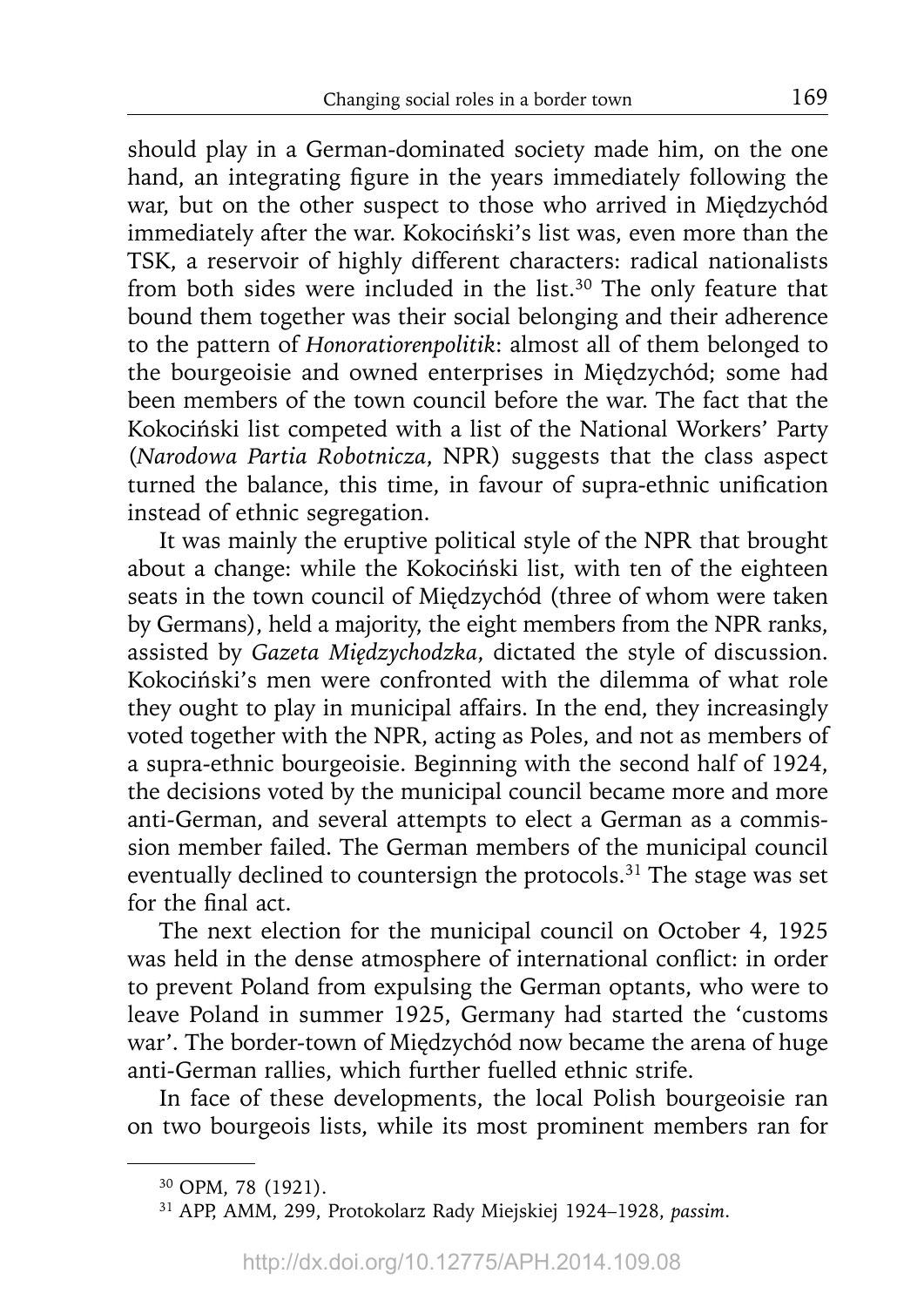should play in a German-dominated society made him, on the one hand, an integrating figure in the years immediately following the war, but on the other suspect to those who arrived in Międzychód immediately after the war. Kokociński's list was, even more than the TSK, a reservoir of highly different characters: radical nationalists from both sides were included in the list.[30] The only feature that bound them together was their social belonging and their adherence to the pattern of *Honoratiorenpolitik*: almost all of them belonged to the bourgeoisie and owned enterprises in Międzychód; some had been members of the town council before the war. The fact that the Kokociński list competed with a list of the National Workers' Party (*Narodowa Partia Robotnicza*, NPR) suggests that the class aspect turned the balance, this time, in favour of supra-ethnic unification instead of ethnic segregation.

It was mainly the eruptive political style of the NPR that brought about a change: while the Kokociński list, with ten of the eighteen seats in the town council of Międzychód (three of whom were taken by Germans), held a majority, the eight members from the NPR ranks, assisted by *Gazeta Międzychodzka*, dictated the style of discussion. Kokociński's men were confronted with the dilemma of what role they ought to play in municipal affairs. In the end, they increasingly voted together with the NPR, acting as Poles, and not as members of a supra-ethnic bourgeoisie. Beginning with the second half of 1924, the decisions voted by the municipal council became more and more anti-German, and several attempts to elect a German as a commission member failed. The German members of the municipal council eventually declined to countersign the protocols.[31] The stage was set for the final act.

The next election for the municipal council on October 4, 1925 was held in the dense atmosphere of international conflict: in order to prevent Poland from expulsing the German optants, who were to leave Poland in summer 1925, Germany had started the 'customs war'. The border-town of Międzychód now became the arena of huge anti-German rallies, which further fuelled ethnic strife.

In face of these developments, the local Polish bourgeoisie ran on two bourgeois lists, while its most prominent members ran for

---

[30] OPM, 78 (1921).

[31] APP, AMM, 299, Protokolarz Rady Miejskiej 1924–1928, *passim*.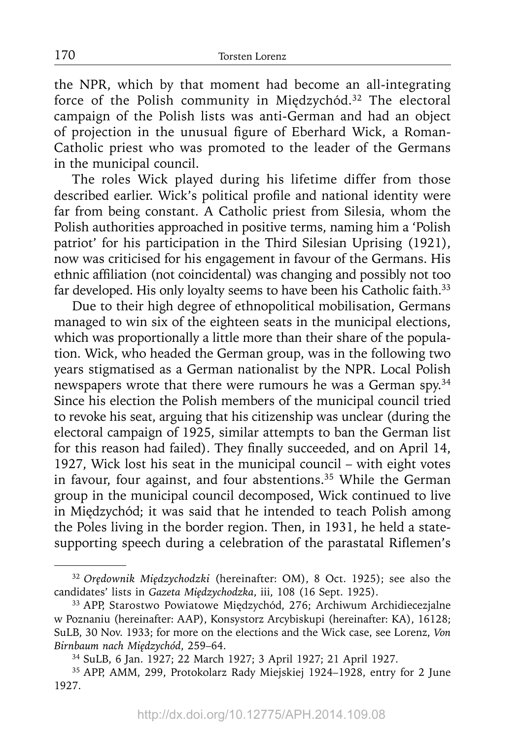the NPR, which by that moment had become an all-integrating force of the Polish community in Międzychód.[32] The electoral campaign of the Polish lists was anti-German and had an object of projection in the unusual figure of Eberhard Wick, a Roman-Catholic priest who was promoted to the leader of the Germans in the municipal council.

The roles Wick played during his lifetime differ from those described earlier. Wick's political profile and national identity were far from being constant. A Catholic priest from Silesia, whom the Polish authorities approached in positive terms, naming him a 'Polish patriot' for his participation in the Third Silesian Uprising (1921), now was criticised for his engagement in favour of the Germans. His ethnic affiliation (not coincidental) was changing and possibly not too far developed. His only loyalty seems to have been his Catholic faith.[33]

Due to their high degree of ethnopolitical mobilisation, Germans managed to win six of the eighteen seats in the municipal elections, which was proportionally a little more than their share of the population. Wick, who headed the German group, was in the following two years stigmatised as a German nationalist by the NPR. Local Polish newspapers wrote that there were rumours he was a German spy.[34] Since his election the Polish members of the municipal council tried to revoke his seat, arguing that his citizenship was unclear (during the electoral campaign of 1925, similar attempts to ban the German list for this reason had failed). They finally succeeded, and on April 14, 1927, Wick lost his seat in the municipal council – with eight votes in favour, four against, and four abstentions.[35] While the German group in the municipal council decomposed, Wick continued to live in Międzychód; it was said that he intended to teach Polish among the Poles living in the border region. Then, in 1931, he held a state-supporting speech during a celebration of the parastatal Riflemen's

---

[32] *Orędownik Międzychodzki* (hereinafter: OM), 8 Oct. 1925); see also the candidates' lists in *Gazeta Międzychodzka*, iii, 108 (16 Sept. 1925).

[33] APP, Starostwo Powiatowe Międzychód, 276; Archiwum Archidiecezjalne w Poznaniu (hereinafter: AAP), Konsystorz Arcybiskupi (hereinafter: KA), 16128; SuLB, 30 Nov. 1933; for more on the elections and the Wick case, see Lorenz, *Von Birnbaum nach Międzychód*, 259–64.

[34] SuLB, 6 Jan. 1927; 22 March 1927; 3 April 1927; 21 April 1927.

[35] APP, AMM, 299, Protokolarz Rady Miejskiej 1924–1928, entry for 2 June 1927.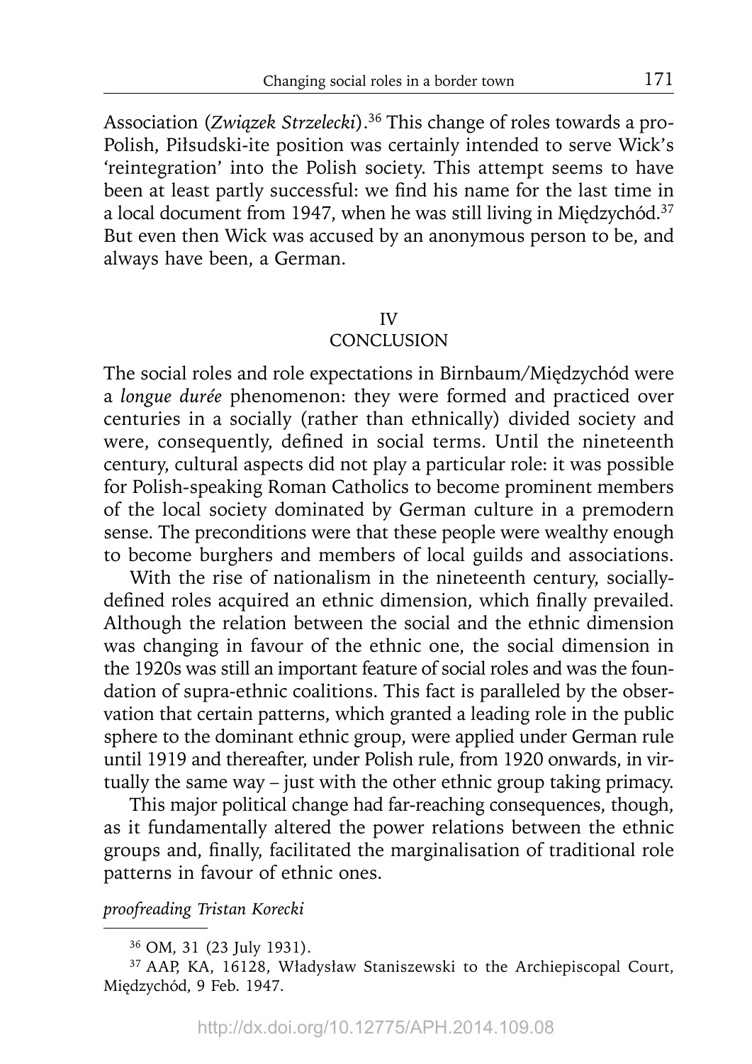Association (*Związek Strzelecki*).[36] This change of roles towards a pro-Polish, Piłsudski-ite position was certainly intended to serve Wick's 'reintegration' into the Polish society. This attempt seems to have been at least partly successful: we find his name for the last time in a local document from 1947, when he was still living in Międzychód.[37] But even then Wick was accused by an anonymous person to be, and always have been, a German.

## IV
## CONCLUSION

The social roles and role expectations in Birnbaum/Międzychód were a *longue durée* phenomenon: they were formed and practiced over centuries in a socially (rather than ethnically) divided society and were, consequently, defined in social terms. Until the nineteenth century, cultural aspects did not play a particular role: it was possible for Polish-speaking Roman Catholics to become prominent members of the local society dominated by German culture in a premodern sense. The preconditions were that these people were wealthy enough to become burghers and members of local guilds and associations.

With the rise of nationalism in the nineteenth century, socially-defined roles acquired an ethnic dimension, which finally prevailed. Although the relation between the social and the ethnic dimension was changing in favour of the ethnic one, the social dimension in the 1920s was still an important feature of social roles and was the foundation of supra-ethnic coalitions. This fact is paralleled by the observation that certain patterns, which granted a leading role in the public sphere to the dominant ethnic group, were applied under German rule until 1919 and thereafter, under Polish rule, from 1920 onwards, in virtually the same way – just with the other ethnic group taking primacy.

This major political change had far-reaching consequences, though, as it fundamentally altered the power relations between the ethnic groups and, finally, facilitated the marginalisation of traditional role patterns in favour of ethnic ones.

*proofreading Tristan Korecki*

---

[36] OM, 31 (23 July 1931).

[37] AAP, KA, 16128, Władysław Staniszewski to the Archiepiscopal Court, Międzychód, 9 Feb. 1947.

http://dx.doi.org/10.12775/APH.2014.109.08